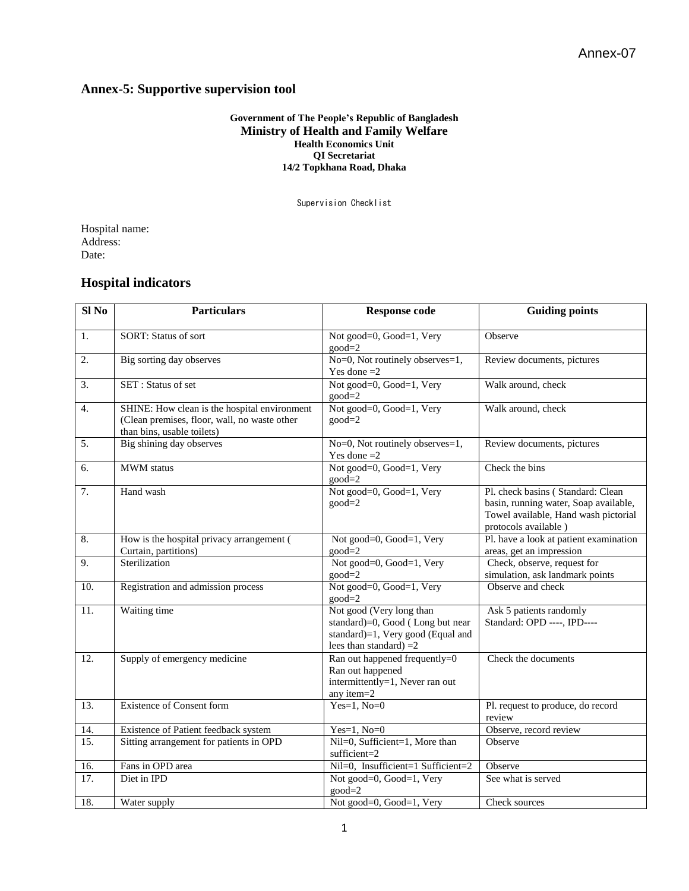Annex-07

## Annex-5: Supportive supervision tool

**Government of The People's Republic of Bangladesh**
**Ministry of Health and Family Welfare**
**Health Economics Unit**
**QI Secretariat**
**14/2 Topkhana Road, Dhaka**

Supervision Checklist

Hospital name:
Address:
Date:

## Hospital indicators

| Sl No | Particulars | Response code | Guiding points |
|---|---|---|---|
| 1. | SORT: Status of sort | Not good=0, Good=1, Very good=2 | Observe |
| 2. | Big sorting day observes | No=0, Not routinely observes=1, Yes done =2 | Review documents, pictures |
| 3. | SET : Status of set | Not good=0, Good=1, Very good=2 | Walk around, check |
| 4. | SHINE: How clean is the hospital environment (Clean premises, floor, wall, no waste other than bins, usable toilets) | Not good=0, Good=1, Very good=2 | Walk around, check |
| 5. | Big shining day observes | No=0, Not routinely observes=1, Yes done =2 | Review documents, pictures |
| 6. | MWM status | Not good=0, Good=1, Very good=2 | Check the bins |
| 7. | Hand wash | Not good=0, Good=1, Very good=2 | Pl. check basins ( Standard: Clean basin, running water, Soap available, Towel available, Hand wash pictorial protocols available ) |
| 8. | How is the hospital privacy arrangement ( Curtain, partitions) | Not good=0, Good=1, Very good=2 | Pl. have a look at patient examination areas, get an impression |
| 9. | Sterilization | Not good=0, Good=1, Very good=2 | Check, observe, request for simulation, ask landmark points |
| 10. | Registration and admission process | Not good=0, Good=1, Very good=2 | Observe and check |
| 11. | Waiting time | Not good (Very long than standard)=0, Good ( Long but near standard)=1, Very good (Equal and lees than standard) =2 | Ask 5 patients randomly<br>Standard: OPD ----, IPD---- |
| 12. | Supply of emergency medicine | Ran out happened frequently=0<br>Ran out happened intermittently=1, Never ran out any item=2 | Check the documents |
| 13. | Existence of Consent form | Yes=1, No=0 | Pl. request to produce, do record review |
| 14. | Existence of Patient feedback system | Yes=1, No=0 | Observe, record review |
| 15. | Sitting arrangement for patients in OPD | Nil=0, Sufficient=1, More than sufficient=2 | Observe |
| 16. | Fans in OPD area | Nil=0, Insufficient=1 Sufficient=2 | Observe |
| 17. | Diet in IPD | Not good=0, Good=1, Very good=2 | See what is served |
| 18. | Water supply | Not good=0, Good=1, Very | Check sources |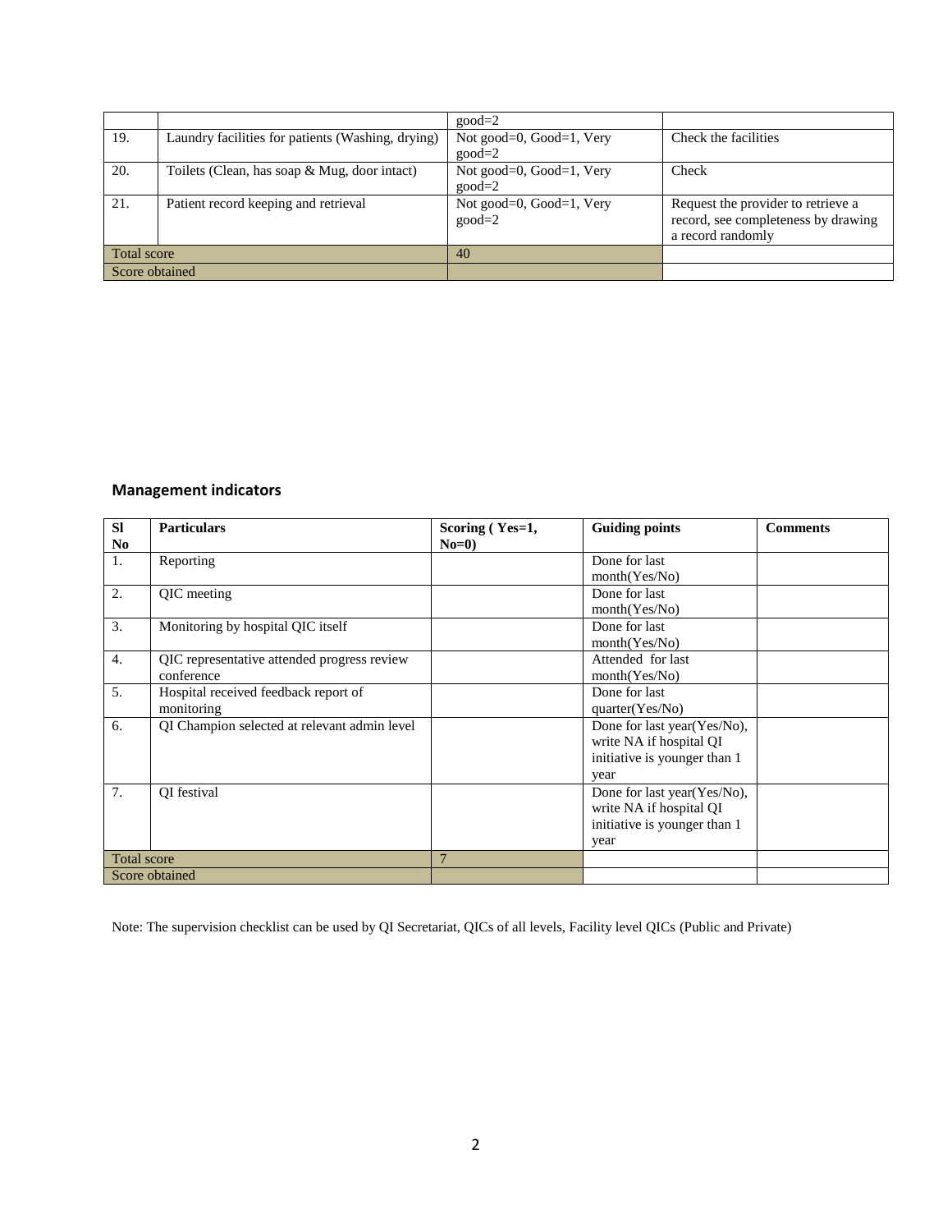| | | | |
|---|---|---|---|
| | | good=2 | |
| 19. | Laundry facilities for patients (Washing, drying) | Not good=0, Good=1, Very good=2 | Check the facilities |
| 20. | Toilets (Clean, has soap & Mug, door intact) | Not good=0, Good=1, Very good=2 | Check |
| 21. | Patient record keeping and retrieval | Not good=0, Good=1, Very good=2 | Request the provider to retrieve a record, see completeness by drawing a record randomly |
| Total score | | 40 | |
| Score obtained | | | |

### Management indicators

| Sl No | Particulars | Scoring ( Yes=1, No=0) | Guiding points | Comments |
|---|---|---|---|---|
| 1. | Reporting | | Done for last month(Yes/No) | |
| 2. | QIC meeting | | Done for last month(Yes/No) | |
| 3. | Monitoring by hospital QIC itself | | Done for last month(Yes/No) | |
| 4. | QIC representative attended progress review conference | | Attended for last month(Yes/No) | |
| 5. | Hospital received feedback report of monitoring | | Done for last quarter(Yes/No) | |
| 6. | QI Champion selected at relevant admin level | | Done for last year(Yes/No), write NA if hospital QI initiative is younger than 1 year | |
| 7. | QI festival | | Done for last year(Yes/No), write NA if hospital QI initiative is younger than 1 year | |
| Total score | | 7 | | |
| Score obtained | | | | |

Note: The supervision checklist can be used by QI Secretariat, QICs of all levels, Facility level QICs (Public and Private)